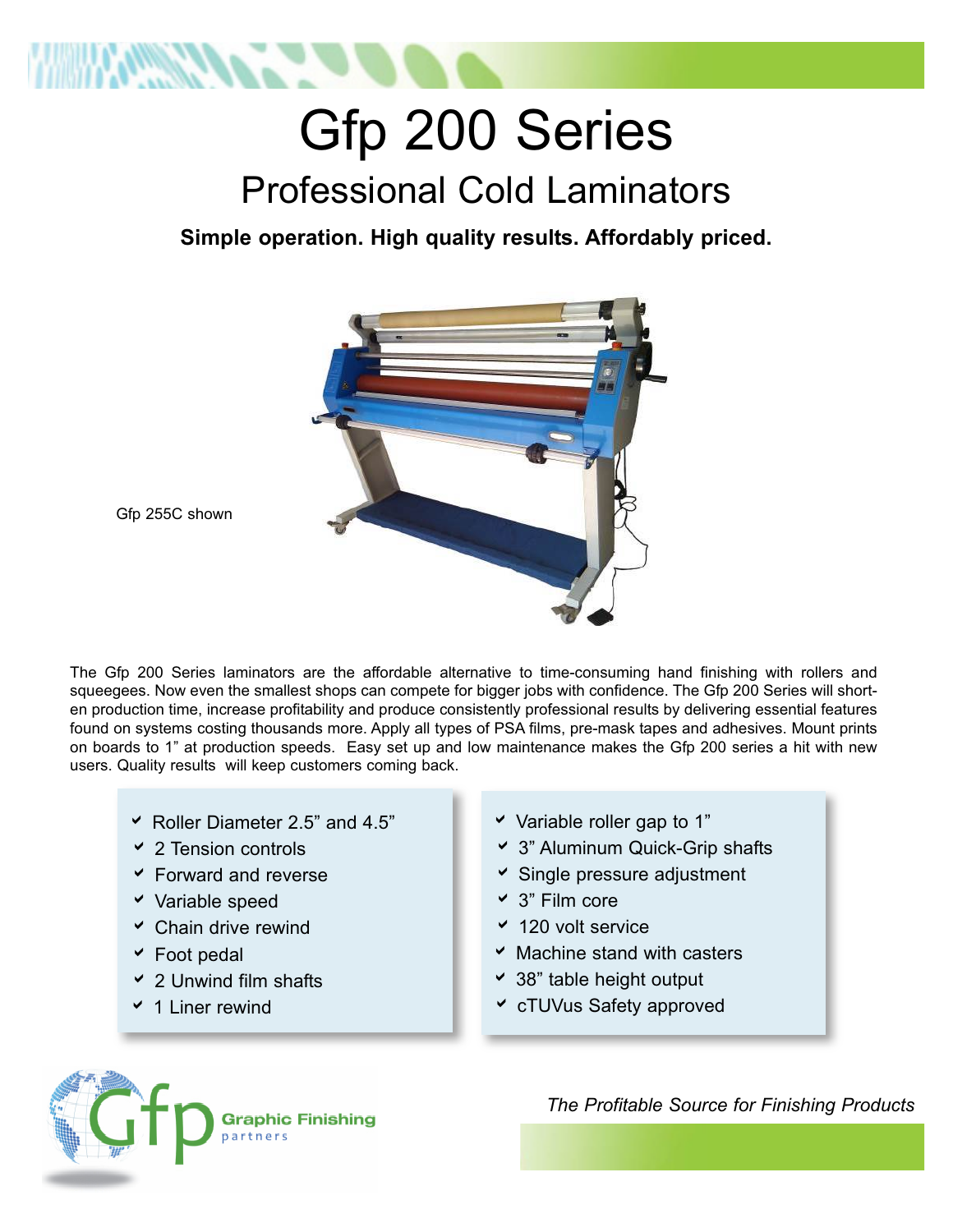# Gfp 200 Series

## Professional Cold Laminators

**Simple operation. High quality results. Affordably priced.**

Gfp 255C shown

The Gfp 200 Series laminators are the affordable alternative to time-consuming hand finishing with rollers and squeegees. Now even the smallest shops can compete for bigger jobs with confidence. The Gfp 200 Series will shorten production time, increase profitability and produce consistently professional results by delivering essential features found on systems costing thousands more. Apply all types of PSA films, pre-mask tapes and adhesives. Mount prints on boards to 1" at production speeds. Easy set up and low maintenance makes the Gfp 200 series a hit with new users. Quality results will keep customers coming back.

- Roller Diameter 2.5" and 4.5"
- 2 Tension controls
- Forward and reverse
- Variable speed
- Chain drive rewind
- Foot pedal
- 2 Unwind film shafts
- 1 Liner rewind
- Variable roller gap to 1"
- 3" Aluminum Quick-Grip shafts
- Single pressure adjustment
- 3" Film core
- 120 volt service
- Machine stand with casters
- 38" table height output
- cTUVus Safety approved

Gfp Graphic Finishing partners

*The Profitable Source for Finishing Products*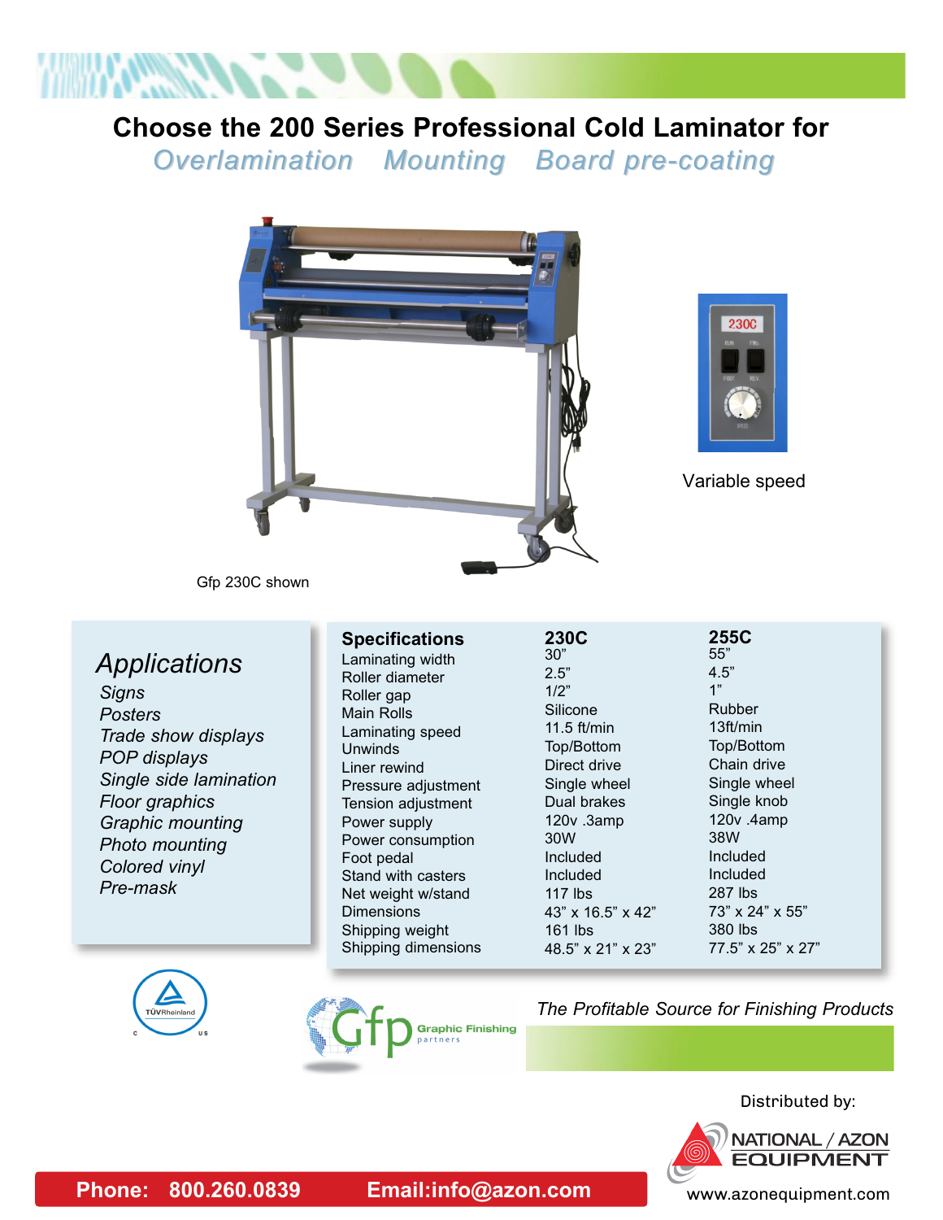# Choose the 200 Series Professional Cold Laminator for

## *Overlamination   Mounting   Board pre-coating*

Gfp 230C shown

Variable speed

## *Applications*

- *Signs*
- *Posters*
- *Trade show displays*
- *POP displays*
- *Single side lamination*
- *Floor graphics*
- *Graphic mounting*
- *Photo mounting*
- *Colored vinyl*
- *Pre-mask*

| **Specifications** | **230C** | **255C** |
|---|---|---|
| Laminating width | 30" | 55" |
| Roller diameter | 2.5" | 4.5" |
| Roller gap | 1/2" | 1" |
| Main Rolls | Silicone | Rubber |
| Laminating speed | 11.5 ft/min | 13ft/min |
| Unwinds | Top/Bottom | Top/Bottom |
| Liner rewind | Direct drive | Chain drive |
| Pressure adjustment | Single wheel | Single wheel |
| Tension adjustment | Dual brakes | Single knob |
| Power supply | 120v .3amp | 120v .4amp |
| Power consumption | 30W | 38W |
| Foot pedal | Included | Included |
| Stand with casters | Included | Included |
| Net weight w/stand | 117 lbs | 287 lbs |
| Dimensions | 43" x 16.5" x 42" | 73" x 24" x 55" |
| Shipping weight | 161 lbs | 380 lbs |
| Shipping dimensions | 48.5" x 21" x 23" | 77.5" x 25" x 27" |

TÜVRheinland C US

Gfp Graphic Finishing partners

*The Profitable Source for Finishing Products*

Distributed by:

NATIONAL / AZON EQUIPMENT

www.azonequipment.com

**Phone: 800.260.0839    Email:info@azon.com**